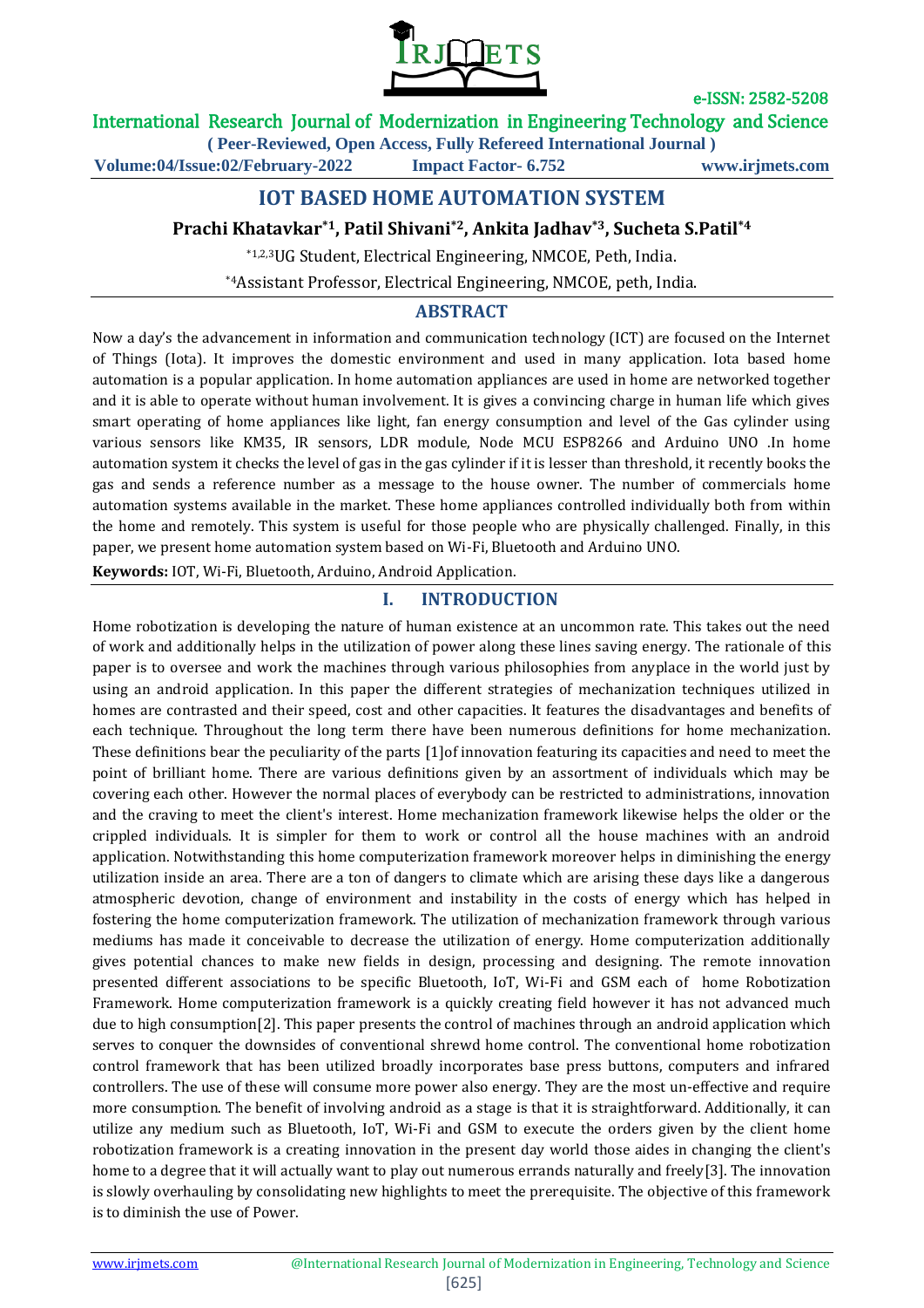# IOT BASED HOME AUTOMATION SYSTEM

**Prachi Khatavkar[*1], Patil Shivani[*2], Ankita Jadhav[*3], Sucheta S.Patil[*4]**

[*1,2,3]UG Student, Electrical Engineering, NMCOE, Peth, India.

[*4]Assistant Professor, Electrical Engineering, NMCOE, peth, India.

## ABSTRACT

Now a day's the advancement in information and communication technology (ICT) are focused on the Internet of Things (Iota). It improves the domestic environment and used in many application. Iota based home automation is a popular application. In home automation appliances are used in home are networked together and it is able to operate without human involvement. It is gives a convincing charge in human life which gives smart operating of home appliances like light, fan energy consumption and level of the Gas cylinder using various sensors like KM35, IR sensors, LDR module, Node MCU ESP8266 and Arduino UNO .In home automation system it checks the level of gas in the gas cylinder if it is lesser than threshold, it recently books the gas and sends a reference number as a message to the house owner. The number of commercials home automation systems available in the market. These home appliances controlled individually both from within the home and remotely. This system is useful for those people who are physically challenged. Finally, in this paper, we present home automation system based on Wi-Fi, Bluetooth and Arduino UNO.

**Keywords:** IOT, Wi-Fi, Bluetooth, Arduino, Android Application.

## I. INTRODUCTION

Home robotization is developing the nature of human existence at an uncommon rate. This takes out the need of work and additionally helps in the utilization of power along these lines saving energy. The rationale of this paper is to oversee and work the machines through various philosophies from anyplace in the world just by using an android application. In this paper the different strategies of mechanization techniques utilized in homes are contrasted and their speed, cost and other capacities. It features the disadvantages and benefits of each technique. Throughout the long term there have been numerous definitions for home mechanization. These definitions bear the peculiarity of the parts [1]of innovation featuring its capacities and need to meet the point of brilliant home. There are various definitions given by an assortment of individuals which may be covering each other. However the normal places of everybody can be restricted to administrations, innovation and the craving to meet the client's interest. Home mechanization framework likewise helps the older or the crippled individuals. It is simpler for them to work or control all the house machines with an android application. Notwithstanding this home computerization framework moreover helps in diminishing the energy utilization inside an area. There are a ton of dangers to climate which are arising these days like a dangerous atmospheric devotion, change of environment and instability in the costs of energy which has helped in fostering the home computerization framework. The utilization of mechanization framework through various mediums has made it conceivable to decrease the utilization of energy. Home computerization additionally gives potential chances to make new fields in design, processing and designing. The remote innovation presented different associations to be specific Bluetooth, IoT, Wi-Fi and GSM each of home Robotization Framework. Home computerization framework is a quickly creating field however it has not advanced much due to high consumption[2]. This paper presents the control of machines through an android application which serves to conquer the downsides of conventional shrewd home control. The conventional home robotization control framework that has been utilized broadly incorporates base press buttons, computers and infrared controllers. The use of these will consume more power also energy. They are the most un-effective and require more consumption. The benefit of involving android as a stage is that it is straightforward. Additionally, it can utilize any medium such as Bluetooth, IoT, Wi-Fi and GSM to execute the orders given by the client home robotization framework is a creating innovation in the present day world those aides in changing the client's home to a degree that it will actually want to play out numerous errands naturally and freely[3]. The innovation is slowly overhauling by consolidating new highlights to meet the prerequisite. The objective of this framework is to diminish the use of Power.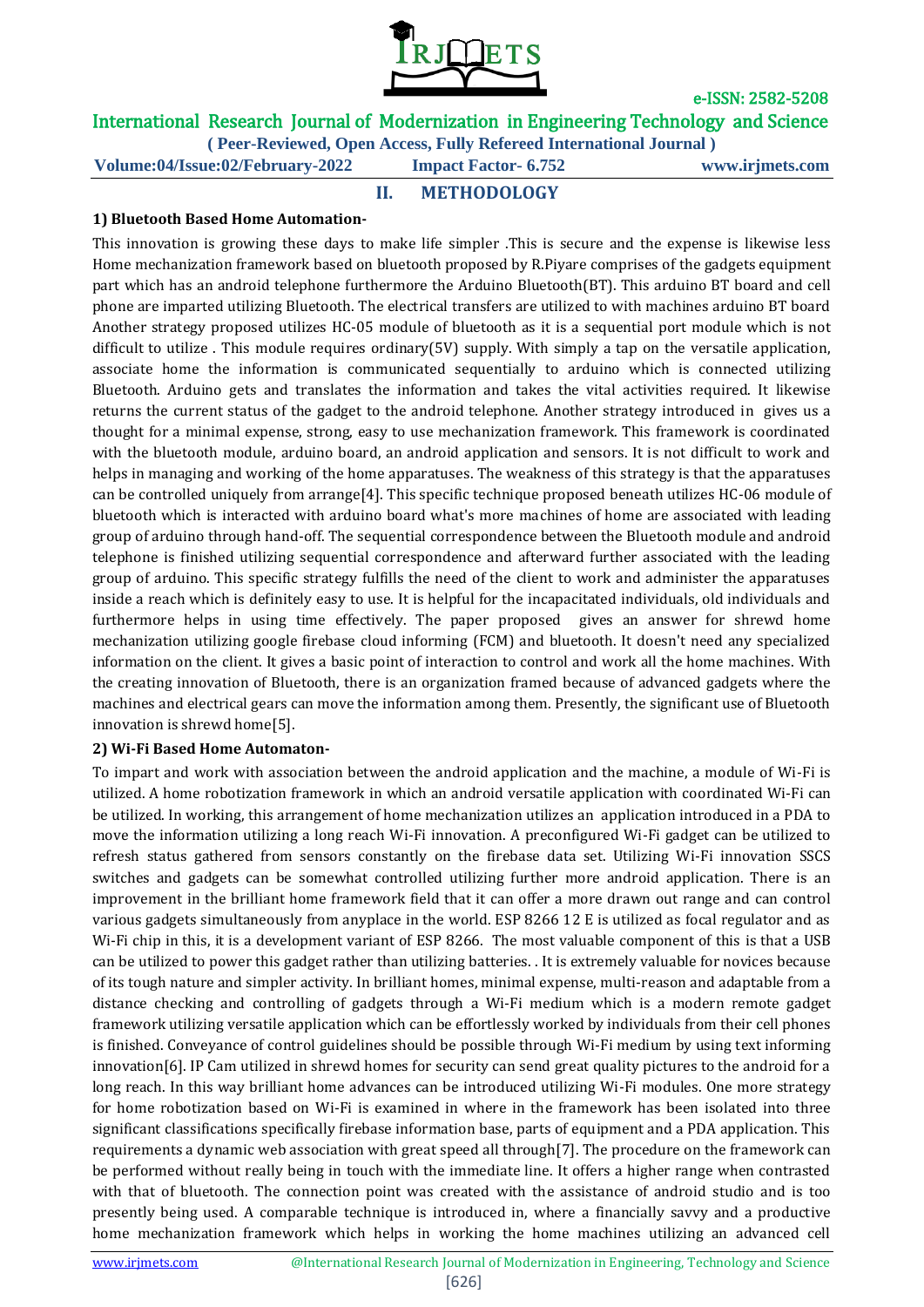## II. METHODOLOGY

**1) Bluetooth Based Home Automation-**

This innovation is growing these days to make life simpler .This is secure and the expense is likewise less Home mechanization framework based on bluetooth proposed by R.Piyare comprises of the gadgets equipment part which has an android telephone furthermore the Arduino Bluetooth(BT). This arduino BT board and cell phone are imparted utilizing Bluetooth. The electrical transfers are utilized to with machines arduino BT board Another strategy proposed utilizes HC-05 module of bluetooth as it is a sequential port module which is not difficult to utilize . This module requires ordinary(5V) supply. With simply a tap on the versatile application, associate home the information is communicated sequentially to arduino which is connected utilizing Bluetooth. Arduino gets and translates the information and takes the vital activities required. It likewise returns the current status of the gadget to the android telephone. Another strategy introduced in gives us a thought for a minimal expense, strong, easy to use mechanization framework. This framework is coordinated with the bluetooth module, arduino board, an android application and sensors. It is not difficult to work and helps in managing and working of the home apparatuses. The weakness of this strategy is that the apparatuses can be controlled uniquely from arrange[4]. This specific technique proposed beneath utilizes HC-06 module of bluetooth which is interacted with arduino board what's more machines of home are associated with leading group of arduino through hand-off. The sequential correspondence between the Bluetooth module and android telephone is finished utilizing sequential correspondence and afterward further associated with the leading group of arduino. This specific strategy fulfills the need of the client to work and administer the apparatuses inside a reach which is definitely easy to use. It is helpful for the incapacitated individuals, old individuals and furthermore helps in using time effectively. The paper proposed gives an answer for shrewd home mechanization utilizing google firebase cloud informing (FCM) and bluetooth. It doesn't need any specialized information on the client. It gives a basic point of interaction to control and work all the home machines. With the creating innovation of Bluetooth, there is an organization framed because of advanced gadgets where the machines and electrical gears can move the information among them. Presently, the significant use of Bluetooth innovation is shrewd home[5].

**2) Wi-Fi Based Home Automaton-**

To impart and work with association between the android application and the machine, a module of Wi-Fi is utilized. A home robotization framework in which an android versatile application with coordinated Wi-Fi can be utilized. In working, this arrangement of home mechanization utilizes an application introduced in a PDA to move the information utilizing a long reach Wi-Fi innovation. A preconfigured Wi-Fi gadget can be utilized to refresh status gathered from sensors constantly on the firebase data set. Utilizing Wi-Fi innovation SSCS switches and gadgets can be somewhat controlled utilizing further more android application. There is an improvement in the brilliant home framework field that it can offer a more drawn out range and can control various gadgets simultaneously from anyplace in the world. ESP 8266 12 E is utilized as focal regulator and as Wi-Fi chip in this, it is a development variant of ESP 8266. The most valuable component of this is that a USB can be utilized to power this gadget rather than utilizing batteries. . It is extremely valuable for novices because of its tough nature and simpler activity. In brilliant homes, minimal expense, multi-reason and adaptable from a distance checking and controlling of gadgets through a Wi-Fi medium which is a modern remote gadget framework utilizing versatile application which can be effortlessly worked by individuals from their cell phones is finished. Conveyance of control guidelines should be possible through Wi-Fi medium by using text informing innovation[6]. IP Cam utilized in shrewd homes for security can send great quality pictures to the android for a long reach. In this way brilliant home advances can be introduced utilizing Wi-Fi modules. One more strategy for home robotization based on Wi-Fi is examined in where in the framework has been isolated into three significant classifications specifically firebase information base, parts of equipment and a PDA application. This requirements a dynamic web association with great speed all through[7]. The procedure on the framework can be performed without really being in touch with the immediate line. It offers a higher range when contrasted with that of bluetooth. The connection point was created with the assistance of android studio and is too presently being used. A comparable technique is introduced in, where a financially savvy and a productive home mechanization framework which helps in working the home machines utilizing an advanced cell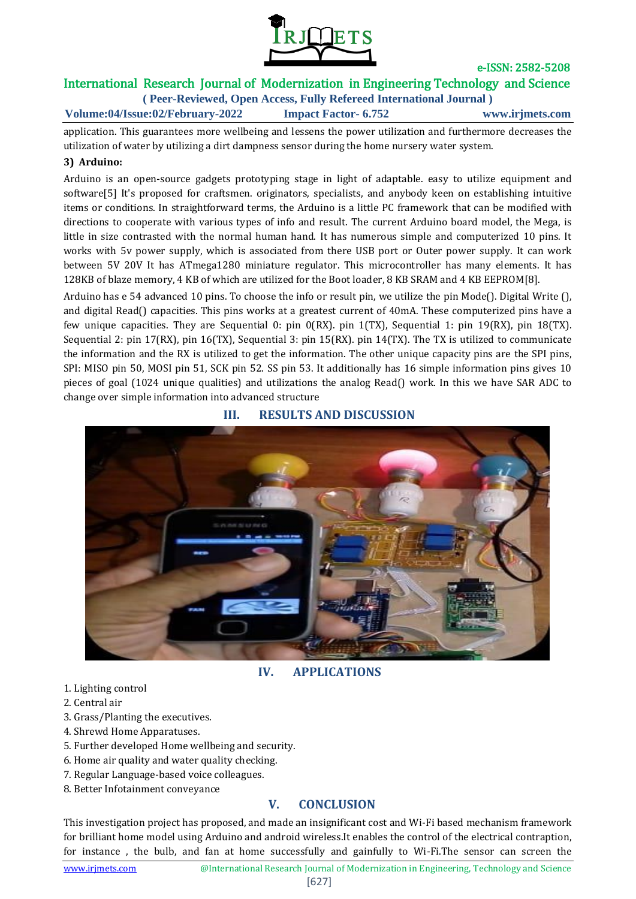application. This guarantees more wellbeing and lessens the power utilization and furthermore decreases the utilization of water by utilizing a dirt dampness sensor during the home nursery water system.

**3) Arduino:**

Arduino is an open-source gadgets prototyping stage in light of adaptable. easy to utilize equipment and software[5] It's proposed for craftsmen. originators, specialists, and anybody keen on establishing intuitive items or conditions. In straightforward terms, the Arduino is a little PC framework that can be modified with directions to cooperate with various types of info and result. The current Arduino board model, the Mega, is little in size contrasted with the normal human hand. It has numerous simple and computerized 10 pins. It works with 5v power supply, which is associated from there USB port or Outer power supply. It can work between 5V 20V It has ATmega1280 miniature regulator. This microcontroller has many elements. It has 128KB of blaze memory, 4 KB of which are utilized for the Boot loader, 8 KB SRAM and 4 KB EEPROM[8].

Arduino has e 54 advanced 10 pins. To choose the info or result pin, we utilize the pin Mode(). Digital Write (), and digital Read() capacities. This pins works at a greatest current of 40mA. These computerized pins have a few unique capacities. They are Sequential 0: pin 0(RX). pin 1(TX), Sequential 1: pin 19(RX), pin 18(TX). Sequential 2: pin 17(RX), pin 16(TX), Sequential 3: pin 15(RX). pin 14(TX). The TX is utilized to communicate the information and the RX is utilized to get the information. The other unique capacity pins are the SPI pins, SPI: MISO pin 50, MOSI pin 51, SCK pin 52. SS pin 53. It additionally has 16 simple information pins gives 10 pieces of goal (1024 unique qualities) and utilizations the analog Read() work. In this we have SAR ADC to change over simple information into advanced structure

## III. RESULTS AND DISCUSSION

## IV. APPLICATIONS

1. Lighting control
2. Central air
3. Grass/Planting the executives.
4. Shrewd Home Apparatuses.
5. Further developed Home wellbeing and security.
6. Home air quality and water quality checking.
7. Regular Language-based voice colleagues.
8. Better Infotainment conveyance

## V. CONCLUSION

This investigation project has proposed, and made an insignificant cost and Wi-Fi based mechanism framework for brilliant home model using Arduino and android wireless.It enables the control of the electrical contraption, for instance , the bulb, and fan at home successfully and gainfully to Wi-Fi.The sensor can screen the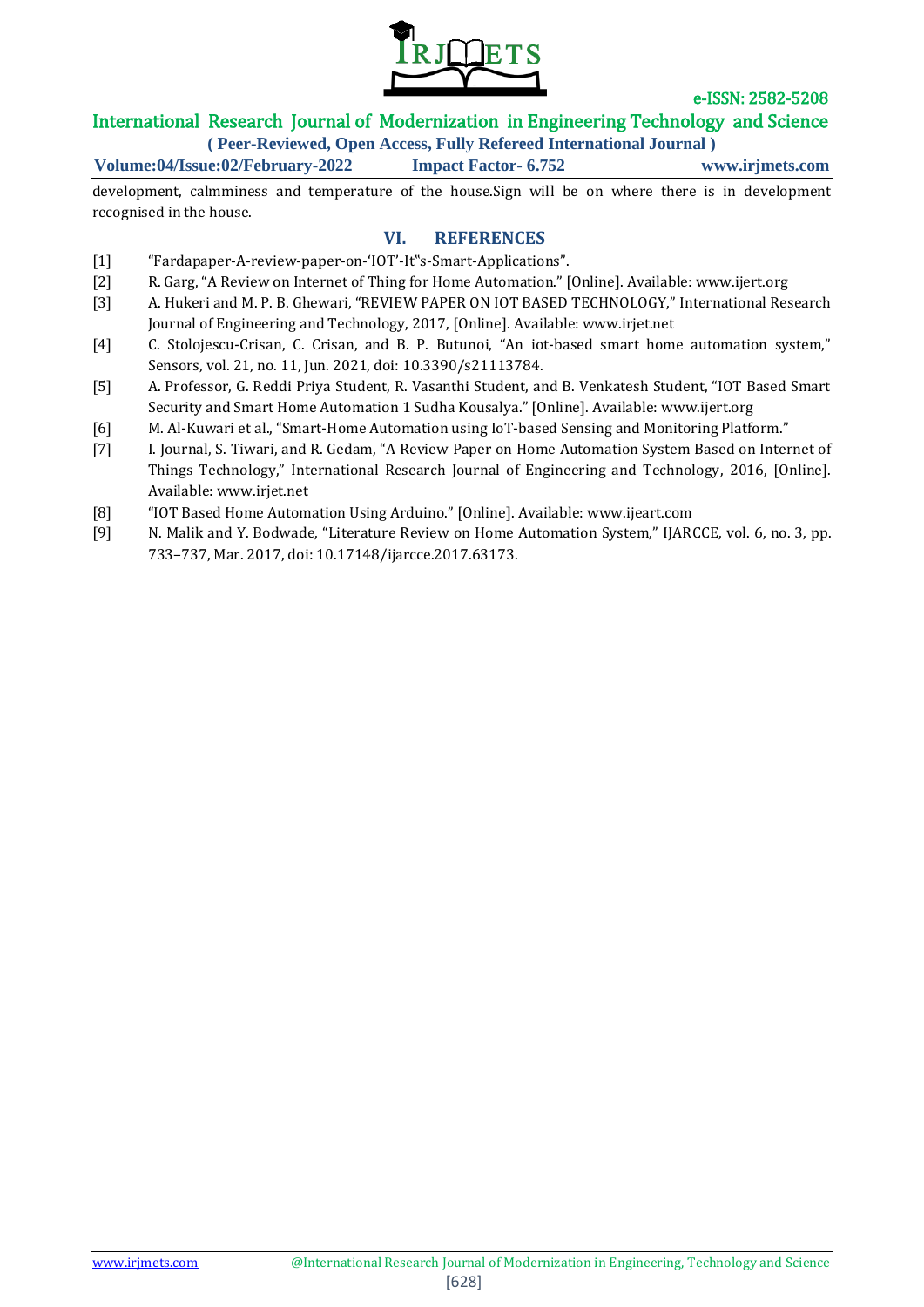development, calmminess and temperature of the house.Sign will be on where there is in development recognised in the house.

## VI. REFERENCES

[1] "Fardapaper-A-review-paper-on-'IOT'-It"s-Smart-Applications".

[2] R. Garg, "A Review on Internet of Thing for Home Automation." [Online]. Available: www.ijert.org

[3] A. Hukeri and M. P. B. Ghewari, "REVIEW PAPER ON IOT BASED TECHNOLOGY," International Research Journal of Engineering and Technology, 2017, [Online]. Available: www.irjet.net

[4] C. Stolojescu-Crisan, C. Crisan, and B. P. Butunoi, "An iot-based smart home automation system," Sensors, vol. 21, no. 11, Jun. 2021, doi: 10.3390/s21113784.

[5] A. Professor, G. Reddi Priya Student, R. Vasanthi Student, and B. Venkatesh Student, "IOT Based Smart Security and Smart Home Automation 1 Sudha Kousalya." [Online]. Available: www.ijert.org

[6] M. Al-Kuwari et al., "Smart-Home Automation using IoT-based Sensing and Monitoring Platform."

[7] I. Journal, S. Tiwari, and R. Gedam, "A Review Paper on Home Automation System Based on Internet of Things Technology," International Research Journal of Engineering and Technology, 2016, [Online]. Available: www.irjet.net

[8] "IOT Based Home Automation Using Arduino." [Online]. Available: www.ijeart.com

[9] N. Malik and Y. Bodwade, "Literature Review on Home Automation System," IJARCCE, vol. 6, no. 3, pp. 733–737, Mar. 2017, doi: 10.17148/ijarcce.2017.63173.